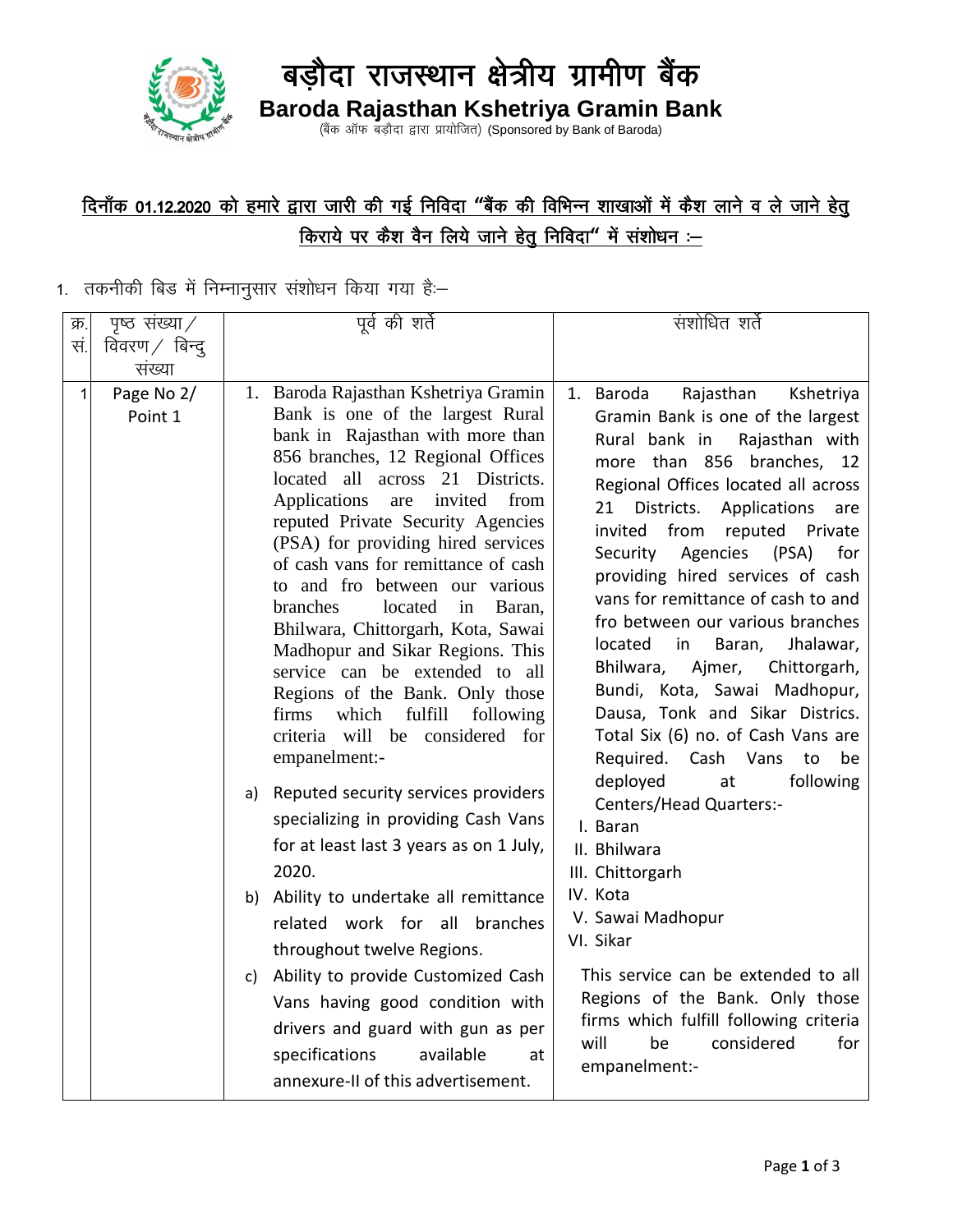# बड़ौदा राजस्थान क्षेत्रीय ग्रामीण बैंक

## Baroda Rajasthan Kshetriya Gramin Bank

(बैंक ऑफ बड़ौदा द्वारा प्रायोजित) (Sponsored by Bank of Baroda)

### दिनाँक 01.12.2020 को हमारे द्वारा जारी की गई निविदा "बैंक की विभिन्न शाखाओं में कैश लाने व ले जाने हेतु किराये पर कैश वैन लिये जाने हेतु निविदा" में संशोधन :–

1. तकनीकी बिड में निम्नानुसार संशोधन किया गया है:–

| क्र. सं. | पृष्ठ संख्या / विवरण / बिन्दु संख्या | पूर्व की शर्ते | संशोधित शर्ते |
|---|---|---|---|
| 1 | Page No 2/ Point 1 | 1. Baroda Rajasthan Kshetriya Gramin Bank is one of the largest Rural bank in Rajasthan with more than 856 branches, 12 Regional Offices located all across 21 Districts. Applications are invited from reputed Private Security Agencies (PSA) for providing hired services of cash vans for remittance of cash to and fro between our various branches located in Baran, Bhilwara, Chittorgarh, Kota, Sawai Madhopur and Sikar Regions. This service can be extended to all Regions of the Bank. Only those firms which fulfill following criteria will be considered for empanelment:-<br>a) Reputed security services providers specializing in providing Cash Vans for at least last 3 years as on 1 July, 2020.<br>b) Ability to undertake all remittance related work for all branches throughout twelve Regions.<br>c) Ability to provide Customized Cash Vans having good condition with drivers and guard with gun as per specifications available at annexure-II of this advertisement. | 1. Baroda Rajasthan Kshetriya Gramin Bank is one of the largest Rural bank in Rajasthan with more than 856 branches, 12 Regional Offices located all across 21 Districts. Applications are invited from reputed Private Security Agencies (PSA) for providing hired services of cash vans for remittance of cash to and fro between our various branches located in Baran, Jhalawar, Bhilwara, Ajmer, Chittorgarh, Bundi, Kota, Sawai Madhopur, Dausa, Tonk and Sikar Districts. Total Six (6) no. of Cash Vans are Required. Cash Vans to be deployed at following Centers/Head Quarters:-<br>I. Baran<br>II. Bhilwara<br>III. Chittorgarh<br>IV. Kota<br>V. Sawai Madhopur<br>VI. Sikar<br><br>This service can be extended to all Regions of the Bank. Only those firms which fulfill following criteria will be considered for empanelment:- |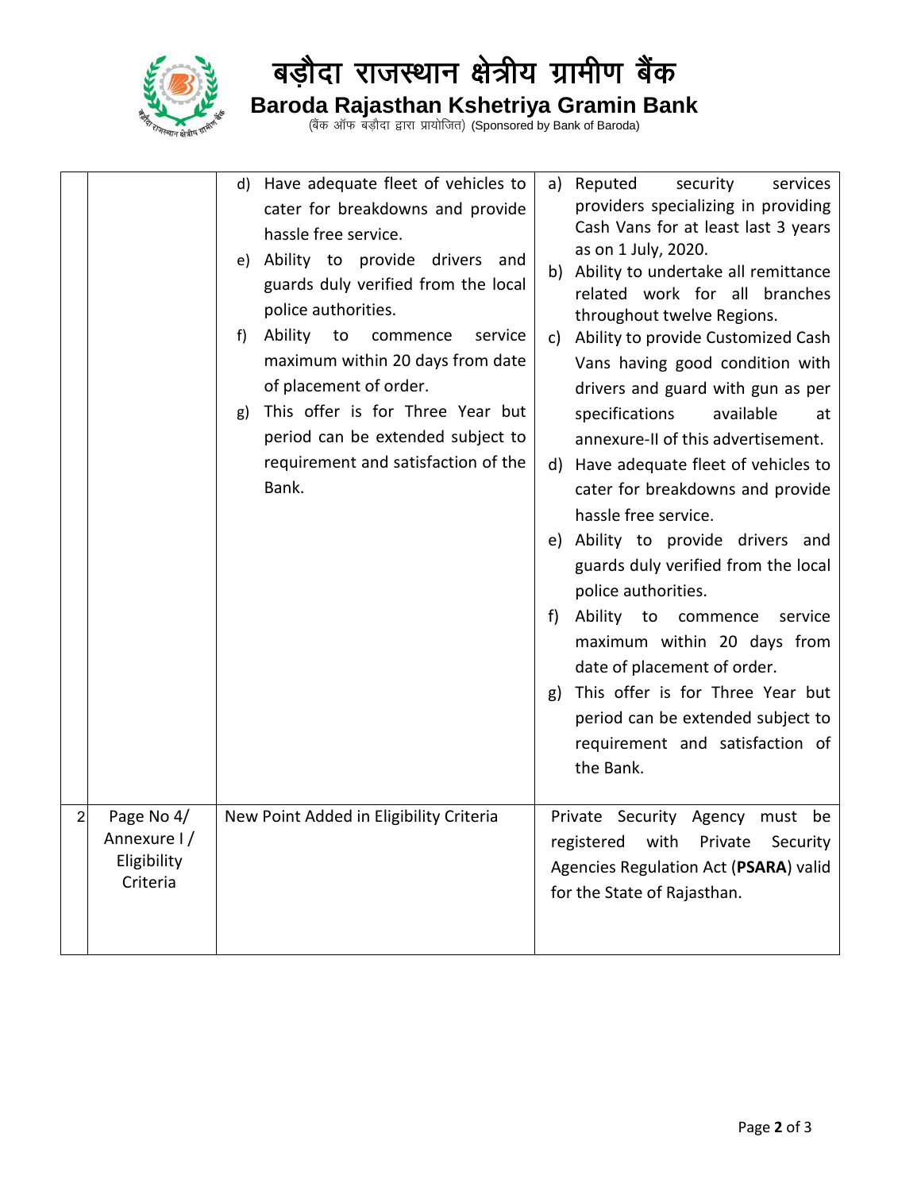# बड़ौदा राजस्थान क्षेत्रीय ग्रामीण बैंक

## Baroda Rajasthan Kshetriya Gramin Bank

(बैंक ऑफ बड़ौदा द्वारा प्रायोजित) (Sponsored by Bank of Baroda)

| | | | |
|---|---|---|---|
| | | d) Have adequate fleet of vehicles to cater for breakdowns and provide hassle free service.<br>e) Ability to provide drivers and guards duly verified from the local police authorities.<br>f) Ability to commence service maximum within 20 days from date of placement of order.<br>g) This offer is for Three Year but period can be extended subject to requirement and satisfaction of the Bank. | a) Reputed security services providers specializing in providing Cash Vans for at least last 3 years as on 1 July, 2020.<br>b) Ability to undertake all remittance related work for all branches throughout twelve Regions.<br>c) Ability to provide Customized Cash Vans having good condition with drivers and guard with gun as per specifications available at annexure-II of this advertisement.<br>d) Have adequate fleet of vehicles to cater for breakdowns and provide hassle free service.<br>e) Ability to provide drivers and guards duly verified from the local police authorities.<br>f) Ability to commence service maximum within 20 days from date of placement of order.<br>g) This offer is for Three Year but period can be extended subject to requirement and satisfaction of the Bank. |
| 2 | Page No 4/ Annexure I / Eligibility Criteria | New Point Added in Eligibility Criteria | Private Security Agency must be registered with Private Security Agencies Regulation Act (**PSARA**) valid for the State of Rajasthan. |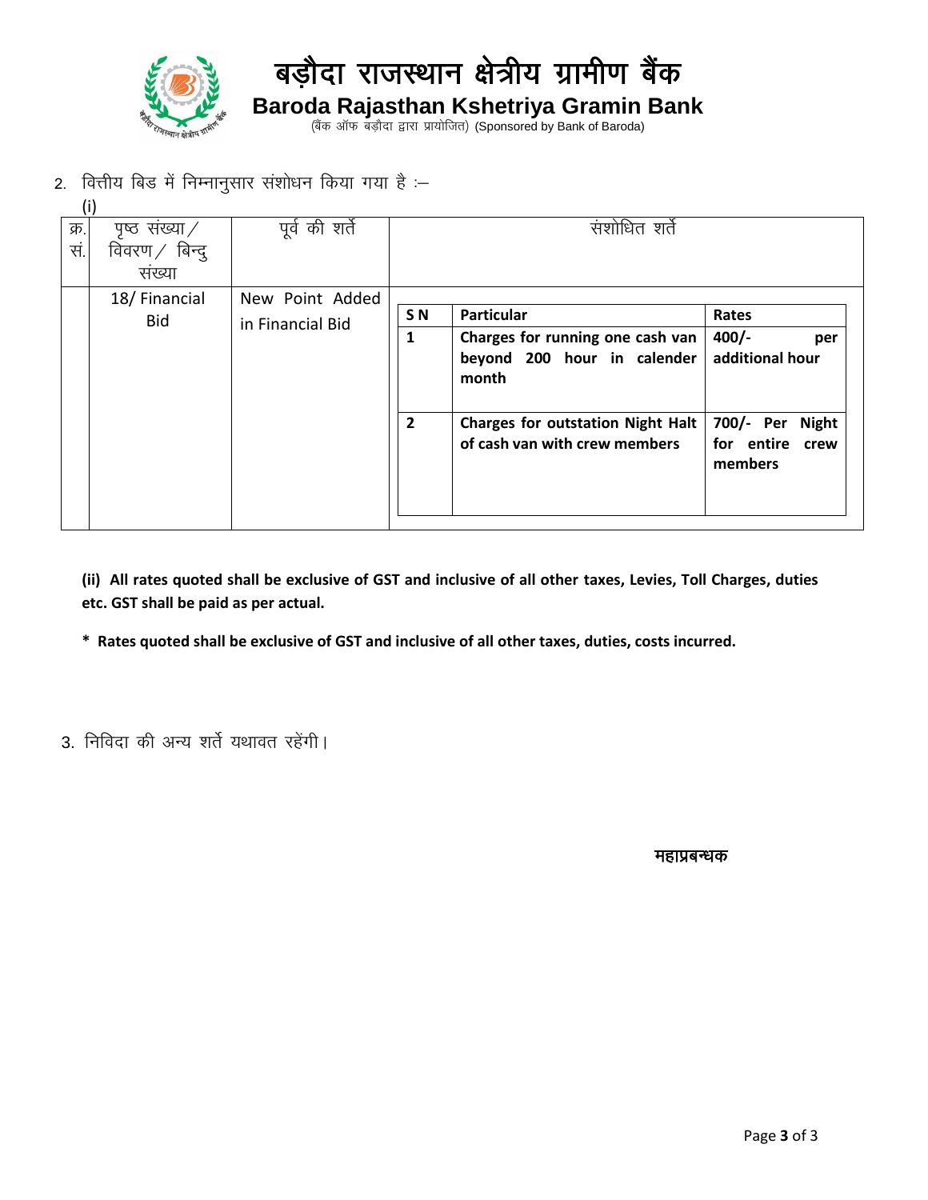# बड़ौदा राजस्थान क्षेत्रीय ग्रामीण बैंक

## Baroda Rajasthan Kshetriya Gramin Bank

(बैंक ऑफ बड़ौदा द्वारा प्रायोजित) (Sponsored by Bank of Baroda)

2. वित्तीय बिड में निम्नानुसार संशोधन किया गया है :–

(i)

| क्र. सं. | पृष्ठ संख्या / विवरण / बिन्दु संख्या | पूर्व की शर्ते | संशोधित शर्ते | | |
|---|---|---|---|---|---|
| | 18/ Financial Bid | New Point Added in Financial Bid | **S N** | **Particular** | **Rates** |
| | | | **1** | **Charges for running one cash van beyond 200 hour in calender month** | **400/- per additional hour** |
| | | | **2** | **Charges for outstation Night Halt of cash van with crew members** | **700/- Per Night for entire crew members** |

**(ii) All rates quoted shall be exclusive of GST and inclusive of all other taxes, Levies, Toll Charges, duties etc. GST shall be paid as per actual.**

**\* Rates quoted shall be exclusive of GST and inclusive of all other taxes, duties, costs incurred.**

3. निविदा की अन्य शर्ते यथावत रहेंगी।

**महाप्रबन्धक**